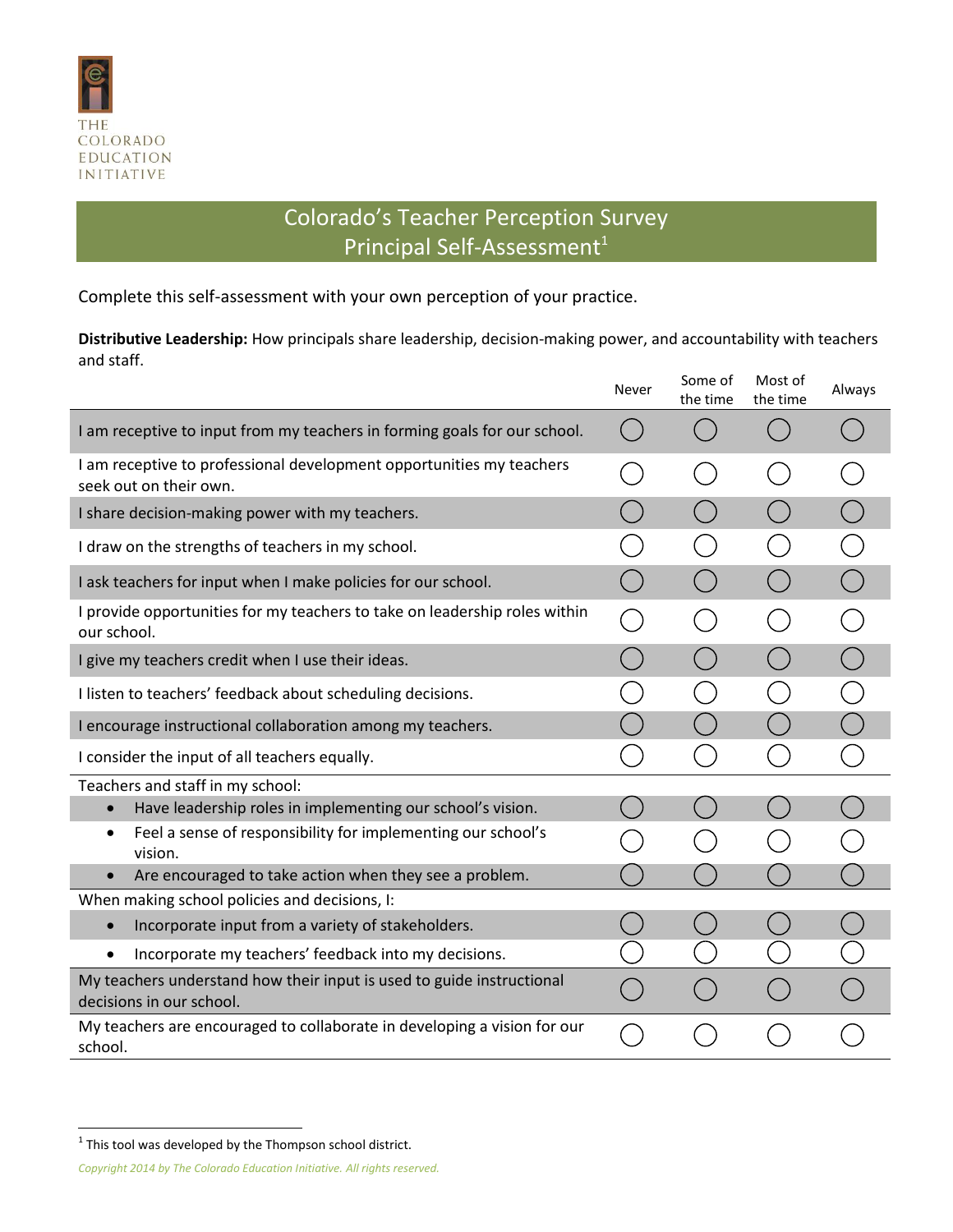THE COLORADO EDUCATION INITIATIVE

# Colorado's Teacher Perception Survey
## Principal Self-Assessment[1]

Complete this self-assessment with your own perception of your practice.

**Distributive Leadership:** How principals share leadership, decision-making power, and accountability with teachers and staff.

| | Never | Some of the time | Most of the time | Always |
|---|---|---|---|---|
| I am receptive to input from my teachers in forming goals for our school. | ◯ | ◯ | ◯ | ◯ |
| I am receptive to professional development opportunities my teachers seek out on their own. | ◯ | ◯ | ◯ | ◯ |
| I share decision-making power with my teachers. | ◯ | ◯ | ◯ | ◯ |
| I draw on the strengths of teachers in my school. | ◯ | ◯ | ◯ | ◯ |
| I ask teachers for input when I make policies for our school. | ◯ | ◯ | ◯ | ◯ |
| I provide opportunities for my teachers to take on leadership roles within our school. | ◯ | ◯ | ◯ | ◯ |
| I give my teachers credit when I use their ideas. | ◯ | ◯ | ◯ | ◯ |
| I listen to teachers' feedback about scheduling decisions. | ◯ | ◯ | ◯ | ◯ |
| I encourage instructional collaboration among my teachers. | ◯ | ◯ | ◯ | ◯ |
| I consider the input of all teachers equally. | ◯ | ◯ | ◯ | ◯ |
| Teachers and staff in my school: | | | | |
| • Have leadership roles in implementing our school's vision. | ◯ | ◯ | ◯ | ◯ |
| • Feel a sense of responsibility for implementing our school's vision. | ◯ | ◯ | ◯ | ◯ |
| • Are encouraged to take action when they see a problem. | ◯ | ◯ | ◯ | ◯ |
| When making school policies and decisions, I: | | | | |
| • Incorporate input from a variety of stakeholders. | ◯ | ◯ | ◯ | ◯ |
| • Incorporate my teachers' feedback into my decisions. | ◯ | ◯ | ◯ | ◯ |
| My teachers understand how their input is used to guide instructional decisions in our school. | ◯ | ◯ | ◯ | ◯ |
| My teachers are encouraged to collaborate in developing a vision for our school. | ◯ | ◯ | ◯ | ◯ |

[1] This tool was developed by the Thompson school district.

*Copyright 2014 by The Colorado Education Initiative. All rights reserved.*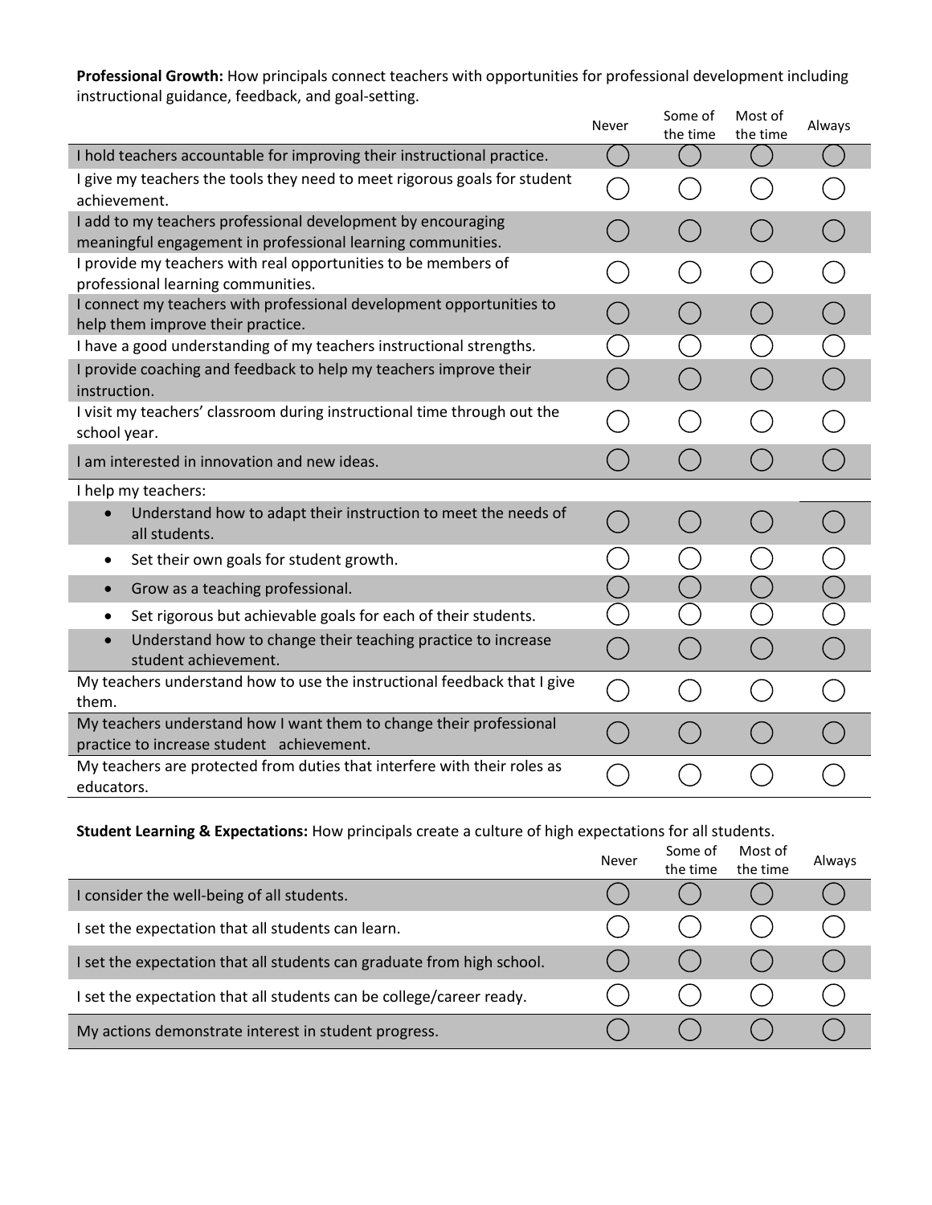**Professional Growth:** How principals connect teachers with opportunities for professional development including instructional guidance, feedback, and goal-setting.

| | Never | Some of the time | Most of the time | Always |
|---|---|---|---|---|
| I hold teachers accountable for improving their instructional practice. | ◯ | ◯ | ◯ | ◯ |
| I give my teachers the tools they need to meet rigorous goals for student achievement. | ◯ | ◯ | ◯ | ◯ |
| I add to my teachers professional development by encouraging meaningful engagement in professional learning communities. | ◯ | ◯ | ◯ | ◯ |
| I provide my teachers with real opportunities to be members of professional learning communities. | ◯ | ◯ | ◯ | ◯ |
| I connect my teachers with professional development opportunities to help them improve their practice. | ◯ | ◯ | ◯ | ◯ |
| I have a good understanding of my teachers instructional strengths. | ◯ | ◯ | ◯ | ◯ |
| I provide coaching and feedback to help my teachers improve their instruction. | ◯ | ◯ | ◯ | ◯ |
| I visit my teachers' classroom during instructional time through out the school year. | ◯ | ◯ | ◯ | ◯ |
| I am interested in innovation and new ideas. | ◯ | ◯ | ◯ | ◯ |
| I help my teachers: | | | | |
| • Understand how to adapt their instruction to meet the needs of all students. | ◯ | ◯ | ◯ | ◯ |
| • Set their own goals for student growth. | ◯ | ◯ | ◯ | ◯ |
| • Grow as a teaching professional. | ◯ | ◯ | ◯ | ◯ |
| • Set rigorous but achievable goals for each of their students. | ◯ | ◯ | ◯ | ◯ |
| • Understand how to change their teaching practice to increase student achievement. | ◯ | ◯ | ◯ | ◯ |
| My teachers understand how to use the instructional feedback that I give them. | ◯ | ◯ | ◯ | ◯ |
| My teachers understand how I want them to change their professional practice to increase student achievement. | ◯ | ◯ | ◯ | ◯ |
| My teachers are protected from duties that interfere with their roles as educators. | ◯ | ◯ | ◯ | ◯ |

**Student Learning & Expectations:** How principals create a culture of high expectations for all students.

| | Never | Some of the time | Most of the time | Always |
|---|---|---|---|---|
| I consider the well-being of all students. | ◯ | ◯ | ◯ | ◯ |
| I set the expectation that all students can learn. | ◯ | ◯ | ◯ | ◯ |
| I set the expectation that all students can graduate from high school. | ◯ | ◯ | ◯ | ◯ |
| I set the expectation that all students can be college/career ready. | ◯ | ◯ | ◯ | ◯ |
| My actions demonstrate interest in student progress. | ◯ | ◯ | ◯ | ◯ |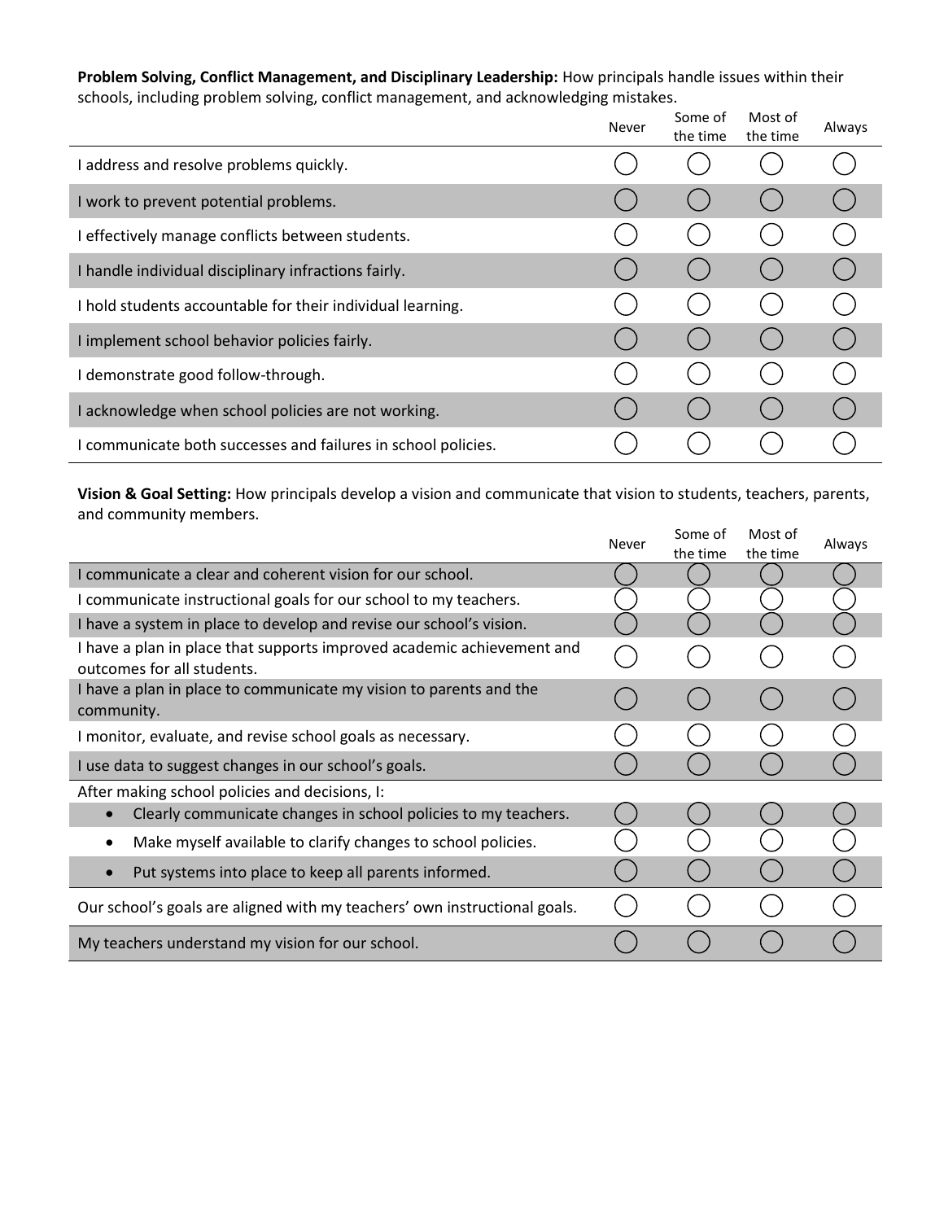**Problem Solving, Conflict Management, and Disciplinary Leadership:** How principals handle issues within their schools, including problem solving, conflict management, and acknowledging mistakes.

| | Never | Some of the time | Most of the time | Always |
|---|---|---|---|---|
| I address and resolve problems quickly. | ◯ | ◯ | ◯ | ◯ |
| I work to prevent potential problems. | ◯ | ◯ | ◯ | ◯ |
| I effectively manage conflicts between students. | ◯ | ◯ | ◯ | ◯ |
| I handle individual disciplinary infractions fairly. | ◯ | ◯ | ◯ | ◯ |
| I hold students accountable for their individual learning. | ◯ | ◯ | ◯ | ◯ |
| I implement school behavior policies fairly. | ◯ | ◯ | ◯ | ◯ |
| I demonstrate good follow-through. | ◯ | ◯ | ◯ | ◯ |
| I acknowledge when school policies are not working. | ◯ | ◯ | ◯ | ◯ |
| I communicate both successes and failures in school policies. | ◯ | ◯ | ◯ | ◯ |

**Vision & Goal Setting:** How principals develop a vision and communicate that vision to students, teachers, parents, and community members.

| | Never | Some of the time | Most of the time | Always |
|---|---|---|---|---|
| I communicate a clear and coherent vision for our school. | ◯ | ◯ | ◯ | ◯ |
| I communicate instructional goals for our school to my teachers. | ◯ | ◯ | ◯ | ◯ |
| I have a system in place to develop and revise our school's vision. | ◯ | ◯ | ◯ | ◯ |
| I have a plan in place that supports improved academic achievement and outcomes for all students. | ◯ | ◯ | ◯ | ◯ |
| I have a plan in place to communicate my vision to parents and the community. | ◯ | ◯ | ◯ | ◯ |
| I monitor, evaluate, and revise school goals as necessary. | ◯ | ◯ | ◯ | ◯ |
| I use data to suggest changes in our school's goals. | ◯ | ◯ | ◯ | ◯ |
| After making school policies and decisions, I: | | | | |
| • Clearly communicate changes in school policies to my teachers. | ◯ | ◯ | ◯ | ◯ |
| • Make myself available to clarify changes to school policies. | ◯ | ◯ | ◯ | ◯ |
| • Put systems into place to keep all parents informed. | ◯ | ◯ | ◯ | ◯ |
| Our school's goals are aligned with my teachers' own instructional goals. | ◯ | ◯ | ◯ | ◯ |
| My teachers understand my vision for our school. | ◯ | ◯ | ◯ | ◯ |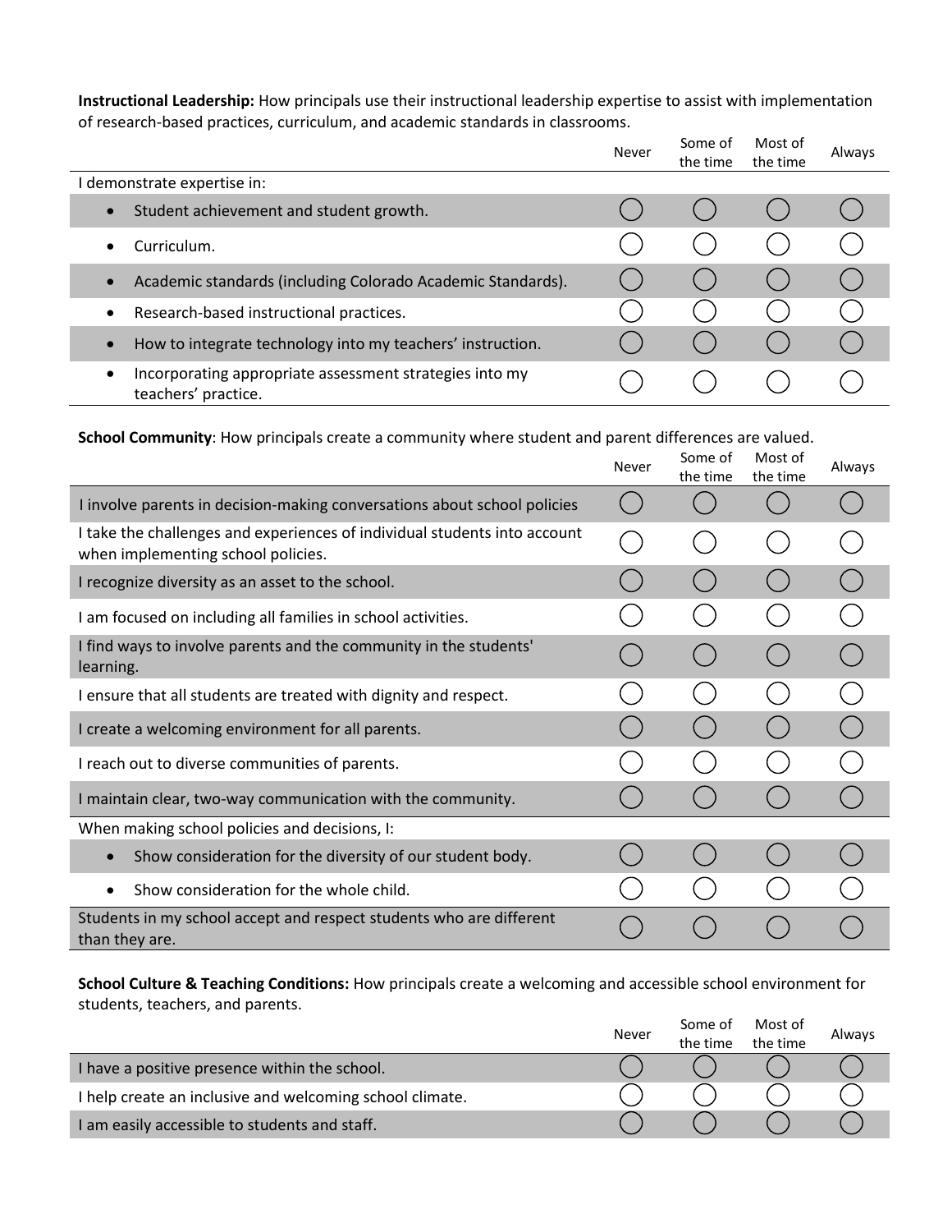**Instructional Leadership:** How principals use their instructional leadership expertise to assist with implementation of research-based practices, curriculum, and academic standards in classrooms.

| | Never | Some of the time | Most of the time | Always |
|---|---|---|---|---|
| I demonstrate expertise in: | | | | |
| • Student achievement and student growth. | ◯ | ◯ | ◯ | ◯ |
| • Curriculum. | ◯ | ◯ | ◯ | ◯ |
| • Academic standards (including Colorado Academic Standards). | ◯ | ◯ | ◯ | ◯ |
| • Research-based instructional practices. | ◯ | ◯ | ◯ | ◯ |
| • How to integrate technology into my teachers' instruction. | ◯ | ◯ | ◯ | ◯ |
| • Incorporating appropriate assessment strategies into my teachers' practice. | ◯ | ◯ | ◯ | ◯ |

**School Community**: How principals create a community where student and parent differences are valued.

| | Never | Some of the time | Most of the time | Always |
|---|---|---|---|---|
| I involve parents in decision-making conversations about school policies | ◯ | ◯ | ◯ | ◯ |
| I take the challenges and experiences of individual students into account when implementing school policies. | ◯ | ◯ | ◯ | ◯ |
| I recognize diversity as an asset to the school. | ◯ | ◯ | ◯ | ◯ |
| I am focused on including all families in school activities. | ◯ | ◯ | ◯ | ◯ |
| I find ways to involve parents and the community in the students' learning. | ◯ | ◯ | ◯ | ◯ |
| I ensure that all students are treated with dignity and respect. | ◯ | ◯ | ◯ | ◯ |
| I create a welcoming environment for all parents. | ◯ | ◯ | ◯ | ◯ |
| I reach out to diverse communities of parents. | ◯ | ◯ | ◯ | ◯ |
| I maintain clear, two-way communication with the community. | ◯ | ◯ | ◯ | ◯ |
| When making school policies and decisions, I: | | | | |
| • Show consideration for the diversity of our student body. | ◯ | ◯ | ◯ | ◯ |
| • Show consideration for the whole child. | ◯ | ◯ | ◯ | ◯ |
| Students in my school accept and respect students who are different than they are. | ◯ | ◯ | ◯ | ◯ |

**School Culture & Teaching Conditions:** How principals create a welcoming and accessible school environment for students, teachers, and parents.

| | Never | Some of the time | Most of the time | Always |
|---|---|---|---|---|
| I have a positive presence within the school. | ◯ | ◯ | ◯ | ◯ |
| I help create an inclusive and welcoming school climate. | ◯ | ◯ | ◯ | ◯ |
| I am easily accessible to students and staff. | ◯ | ◯ | ◯ | ◯ |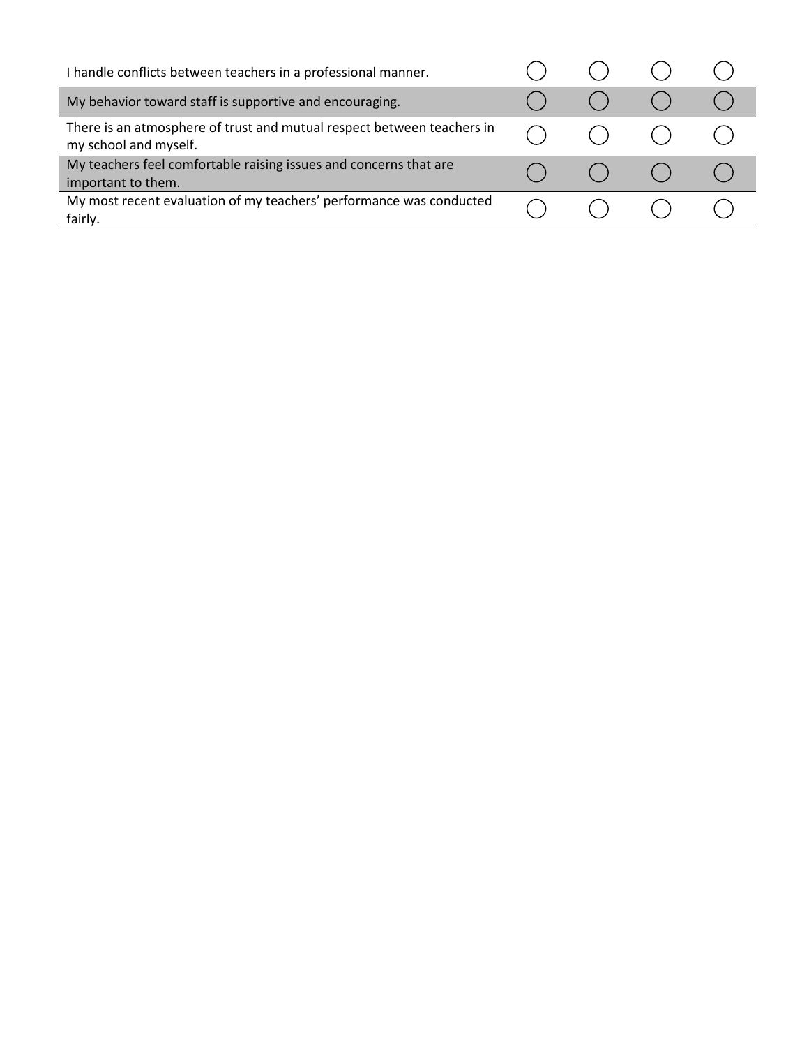| | | | | |
|---|---|---|---|---|
| I handle conflicts between teachers in a professional manner. | ◯ | ◯ | ◯ | ◯ |
| My behavior toward staff is supportive and encouraging. | ◯ | ◯ | ◯ | ◯ |
| There is an atmosphere of trust and mutual respect between teachers in my school and myself. | ◯ | ◯ | ◯ | ◯ |
| My teachers feel comfortable raising issues and concerns that are important to them. | ◯ | ◯ | ◯ | ◯ |
| My most recent evaluation of my teachers' performance was conducted fairly. | ◯ | ◯ | ◯ | ◯ |